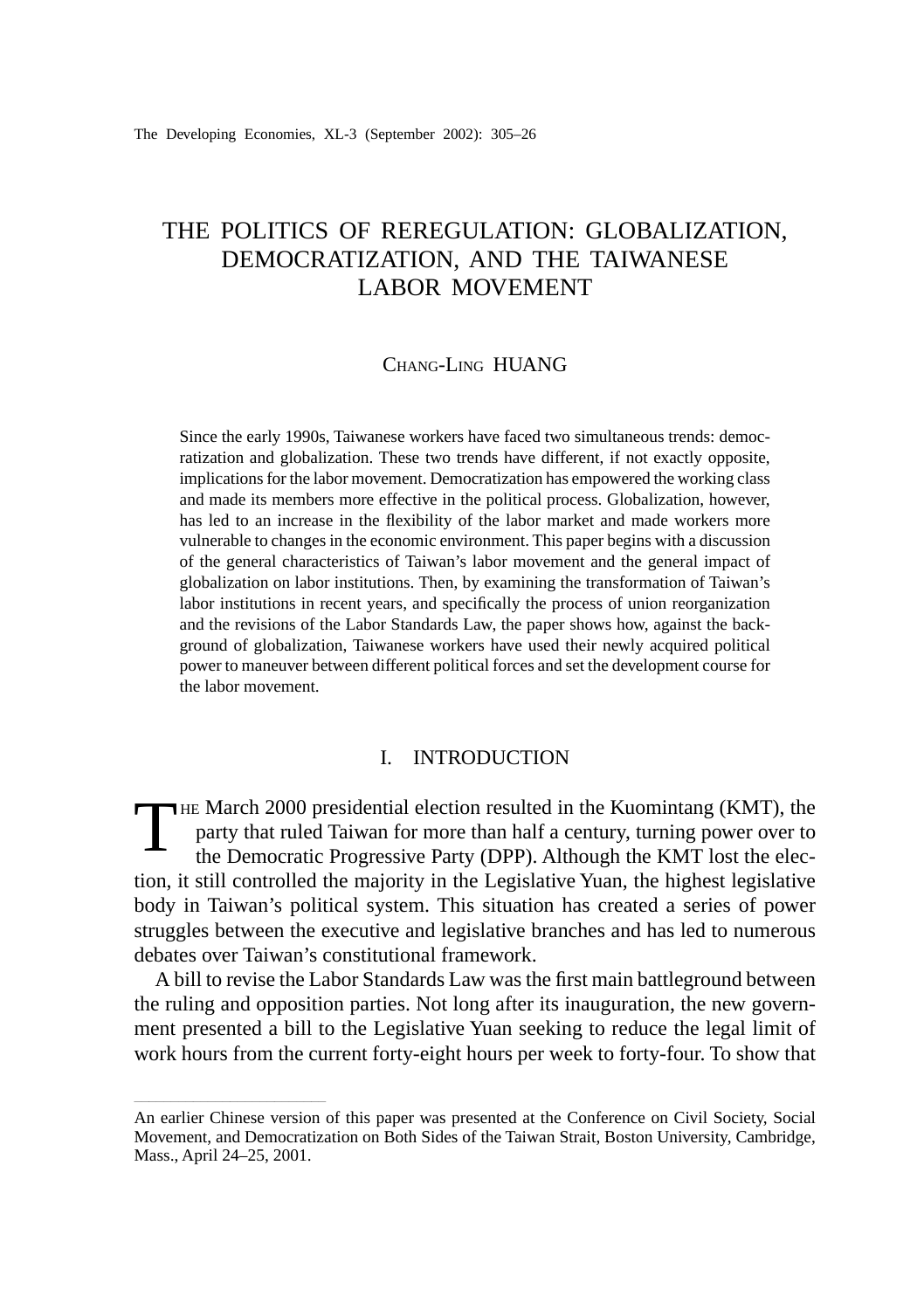# THE POLITICS OF REREGULATION: GLOBALIZATION, DEMOCRATIZATION, AND THE TAIWANESE LABOR MOVEMENT

Chang-Ling HUANG

Since the early 1990s, Taiwanese workers have faced two simultaneous trends: democratization and globalization. These two trends have different, if not exactly opposite, implications for the labor movement. Democratization has empowered the working class and made its members more effective in the political process. Globalization, however, has led to an increase in the flexibility of the labor market and made workers more vulnerable to changes in the economic environment. This paper begins with a discussion of the general characteristics of Taiwan's labor movement and the general impact of globalization on labor institutions. Then, by examining the transformation of Taiwan's labor institutions in recent years, and specifically the process of union reorganization and the revisions of the Labor Standards Law, the paper shows how, against the background of globalization, Taiwanese workers have used their newly acquired political power to maneuver between different political forces and set the development course for the labor movement.

## I. INTRODUCTION

The March 2000 presidential election resulted in the Kuomintang (KMT), the party that ruled Taiwan for more than half a century, turning power over to the Democratic Progressive Party (DPP). Although the KMT lost the election, it still controlled the majority in the Legislative Yuan, the highest legislative body in Taiwan's political system. This situation has created a series of power struggles between the executive and legislative branches and has led to numerous debates over Taiwan's constitutional framework.

A bill to revise the Labor Standards Law was the first main battleground between the ruling and opposition parties. Not long after its inauguration, the new government presented a bill to the Legislative Yuan seeking to reduce the legal limit of work hours from the current forty-eight hours per week to forty-four. To show that

---

An earlier Chinese version of this paper was presented at the Conference on Civil Society, Social Movement, and Democratization on Both Sides of the Taiwan Strait, Boston University, Cambridge, Mass., April 24–25, 2001.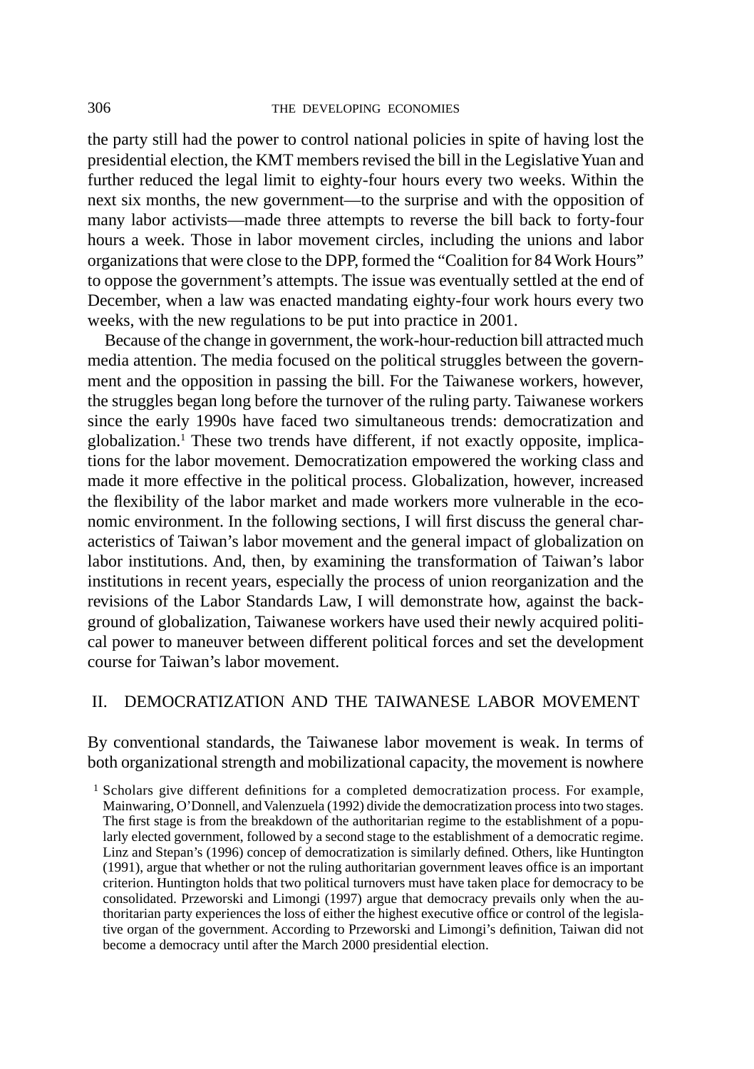the party still had the power to control national policies in spite of having lost the presidential election, the KMT members revised the bill in the Legislative Yuan and further reduced the legal limit to eighty-four hours every two weeks. Within the next six months, the new government—to the surprise and with the opposition of many labor activists—made three attempts to reverse the bill back to forty-four hours a week. Those in labor movement circles, including the unions and labor organizations that were close to the DPP, formed the "Coalition for 84 Work Hours" to oppose the government's attempts. The issue was eventually settled at the end of December, when a law was enacted mandating eighty-four work hours every two weeks, with the new regulations to be put into practice in 2001.

Because of the change in government, the work-hour-reduction bill attracted much media attention. The media focused on the political struggles between the government and the opposition in passing the bill. For the Taiwanese workers, however, the struggles began long before the turnover of the ruling party. Taiwanese workers since the early 1990s have faced two simultaneous trends: democratization and globalization.[1] These two trends have different, if not exactly opposite, implications for the labor movement. Democratization empowered the working class and made it more effective in the political process. Globalization, however, increased the flexibility of the labor market and made workers more vulnerable in the economic environment. In the following sections, I will first discuss the general characteristics of Taiwan's labor movement and the general impact of globalization on labor institutions. And, then, by examining the transformation of Taiwan's labor institutions in recent years, especially the process of union reorganization and the revisions of the Labor Standards Law, I will demonstrate how, against the background of globalization, Taiwanese workers have used their newly acquired political power to maneuver between different political forces and set the development course for Taiwan's labor movement.

## II. DEMOCRATIZATION AND THE TAIWANESE LABOR MOVEMENT

By conventional standards, the Taiwanese labor movement is weak. In terms of both organizational strength and mobilizational capacity, the movement is nowhere

[1] Scholars give different definitions for a completed democratization process. For example, Mainwaring, O'Donnell, and Valenzuela (1992) divide the democratization process into two stages. The first stage is from the breakdown of the authoritarian regime to the establishment of a popularly elected government, followed by a second stage to the establishment of a democratic regime. Linz and Stepan's (1996) concep of democratization is similarly defined. Others, like Huntington (1991), argue that whether or not the ruling authoritarian government leaves office is an important criterion. Huntington holds that two political turnovers must have taken place for democracy to be consolidated. Przeworski and Limongi (1997) argue that democracy prevails only when the authoritarian party experiences the loss of either the highest executive office or control of the legislative organ of the government. According to Przeworski and Limongi's definition, Taiwan did not become a democracy until after the March 2000 presidential election.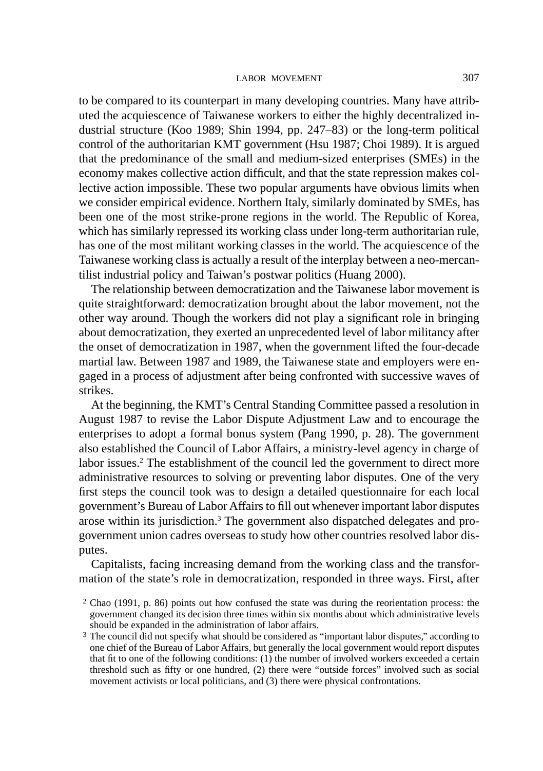to be compared to its counterpart in many developing countries. Many have attributed the acquiescence of Taiwanese workers to either the highly decentralized industrial structure (Koo 1989; Shin 1994, pp. 247–83) or the long-term political control of the authoritarian KMT government (Hsu 1987; Choi 1989). It is argued that the predominance of the small and medium-sized enterprises (SMEs) in the economy makes collective action difficult, and that the state repression makes collective action impossible. These two popular arguments have obvious limits when we consider empirical evidence. Northern Italy, similarly dominated by SMEs, has been one of the most strike-prone regions in the world. The Republic of Korea, which has similarly repressed its working class under long-term authoritarian rule, has one of the most militant working classes in the world. The acquiescence of the Taiwanese working class is actually a result of the interplay between a neo-mercantilist industrial policy and Taiwan's postwar politics (Huang 2000).

The relationship between democratization and the Taiwanese labor movement is quite straightforward: democratization brought about the labor movement, not the other way around. Though the workers did not play a significant role in bringing about democratization, they exerted an unprecedented level of labor militancy after the onset of democratization in 1987, when the government lifted the four-decade martial law. Between 1987 and 1989, the Taiwanese state and employers were engaged in a process of adjustment after being confronted with successive waves of strikes.

At the beginning, the KMT's Central Standing Committee passed a resolution in August 1987 to revise the Labor Dispute Adjustment Law and to encourage the enterprises to adopt a formal bonus system (Pang 1990, p. 28). The government also established the Council of Labor Affairs, a ministry-level agency in charge of labor issues.[2] The establishment of the council led the government to direct more administrative resources to solving or preventing labor disputes. One of the very first steps the council took was to design a detailed questionnaire for each local government's Bureau of Labor Affairs to fill out whenever important labor disputes arose within its jurisdiction.[3] The government also dispatched delegates and pro-government union cadres overseas to study how other countries resolved labor disputes.

Capitalists, facing increasing demand from the working class and the transformation of the state's role in democratization, responded in three ways. First, after

[2] Chao (1991, p. 86) points out how confused the state was during the reorientation process: the government changed its decision three times within six months about which administrative levels should be expanded in the administration of labor affairs.

[3] The council did not specify what should be considered as "important labor disputes," according to one chief of the Bureau of Labor Affairs, but generally the local government would report disputes that fit to one of the following conditions: (1) the number of involved workers exceeded a certain threshold such as fifty or one hundred, (2) there were "outside forces" involved such as social movement activists or local politicians, and (3) there were physical confrontations.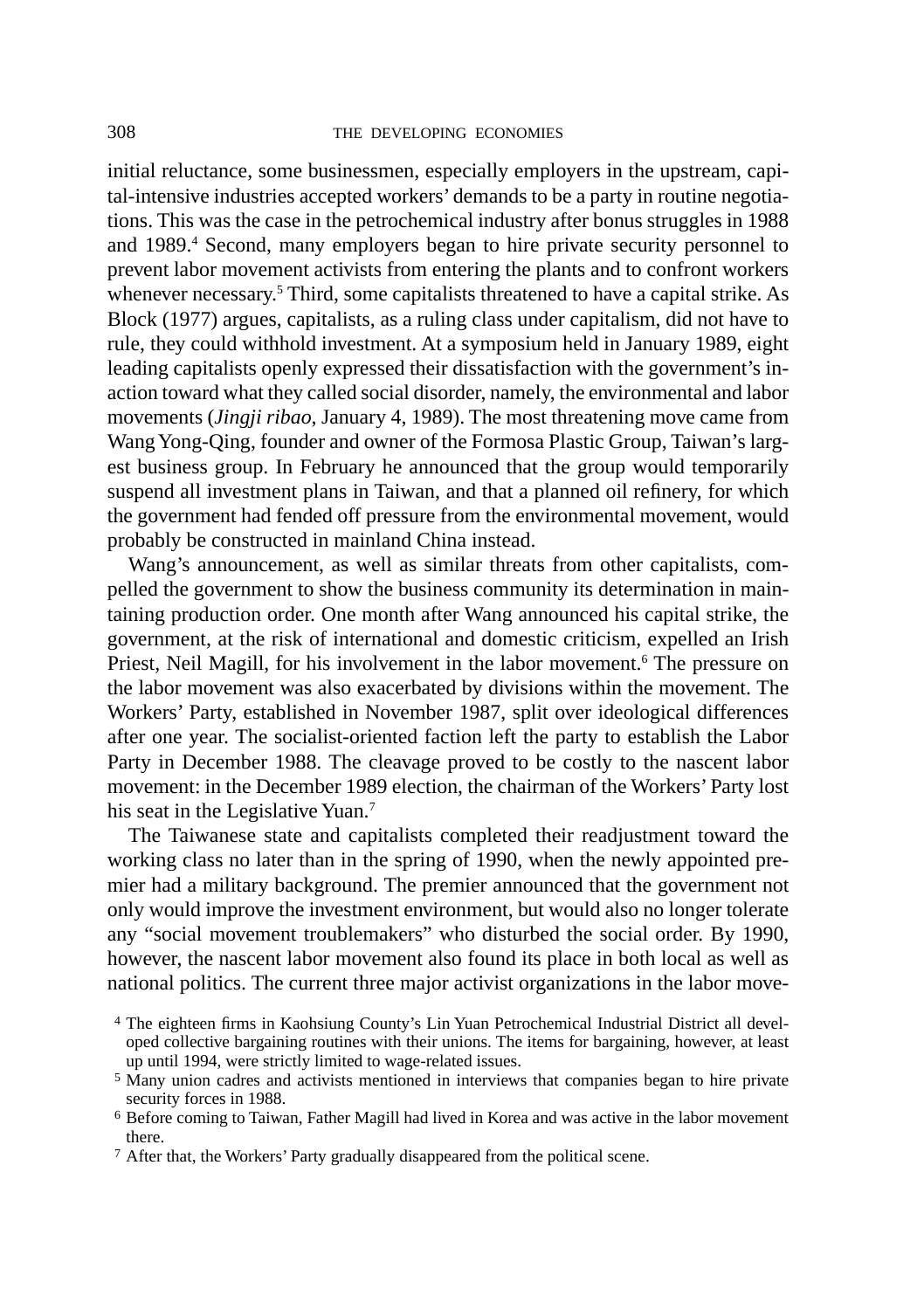initial reluctance, some businessmen, especially employers in the upstream, capital-intensive industries accepted workers' demands to be a party in routine negotiations. This was the case in the petrochemical industry after bonus struggles in 1988 and 1989.[4] Second, many employers began to hire private security personnel to prevent labor movement activists from entering the plants and to confront workers whenever necessary.[5] Third, some capitalists threatened to have a capital strike. As Block (1977) argues, capitalists, as a ruling class under capitalism, did not have to rule, they could withhold investment. At a symposium held in January 1989, eight leading capitalists openly expressed their dissatisfaction with the government's inaction toward what they called social disorder, namely, the environmental and labor movements (*Jingji ribao*, January 4, 1989). The most threatening move came from Wang Yong-Qing, founder and owner of the Formosa Plastic Group, Taiwan's largest business group. In February he announced that the group would temporarily suspend all investment plans in Taiwan, and that a planned oil refinery, for which the government had fended off pressure from the environmental movement, would probably be constructed in mainland China instead.

Wang's announcement, as well as similar threats from other capitalists, compelled the government to show the business community its determination in maintaining production order. One month after Wang announced his capital strike, the government, at the risk of international and domestic criticism, expelled an Irish Priest, Neil Magill, for his involvement in the labor movement.[6] The pressure on the labor movement was also exacerbated by divisions within the movement. The Workers' Party, established in November 1987, split over ideological differences after one year. The socialist-oriented faction left the party to establish the Labor Party in December 1988. The cleavage proved to be costly to the nascent labor movement: in the December 1989 election, the chairman of the Workers' Party lost his seat in the Legislative Yuan.[7]

The Taiwanese state and capitalists completed their readjustment toward the working class no later than in the spring of 1990, when the newly appointed premier had a military background. The premier announced that the government not only would improve the investment environment, but would also no longer tolerate any "social movement troublemakers" who disturbed the social order. By 1990, however, the nascent labor movement also found its place in both local as well as national politics. The current three major activist organizations in the labor move-

[4] The eighteen firms in Kaohsiung County's Lin Yuan Petrochemical Industrial District all developed collective bargaining routines with their unions. The items for bargaining, however, at least up until 1994, were strictly limited to wage-related issues.

[5] Many union cadres and activists mentioned in interviews that companies began to hire private security forces in 1988.

[6] Before coming to Taiwan, Father Magill had lived in Korea and was active in the labor movement there.

[7] After that, the Workers' Party gradually disappeared from the political scene.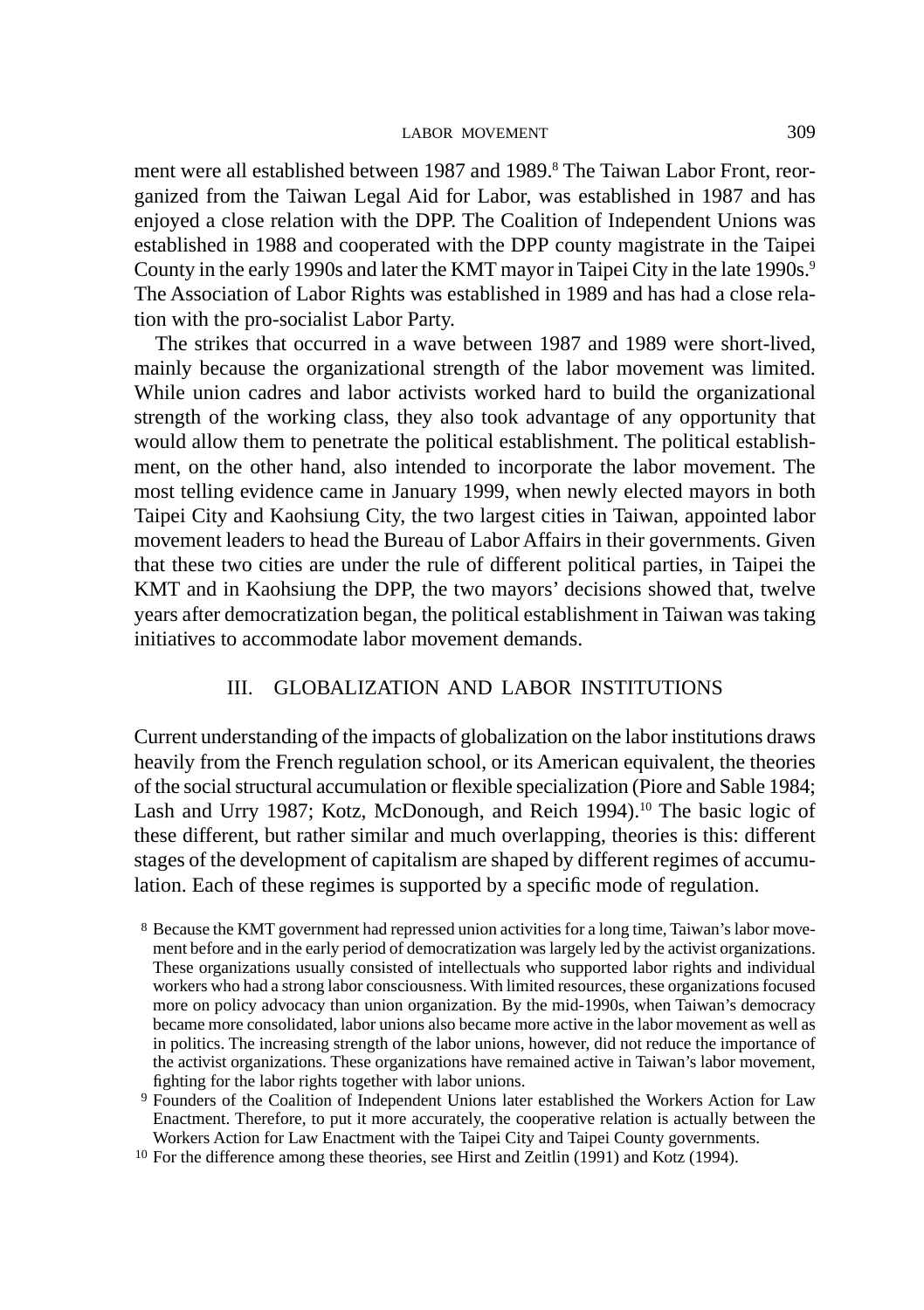ment were all established between 1987 and 1989.[8] The Taiwan Labor Front, reorganized from the Taiwan Legal Aid for Labor, was established in 1987 and has enjoyed a close relation with the DPP. The Coalition of Independent Unions was established in 1988 and cooperated with the DPP county magistrate in the Taipei County in the early 1990s and later the KMT mayor in Taipei City in the late 1990s.[9] The Association of Labor Rights was established in 1989 and has had a close relation with the pro-socialist Labor Party.

The strikes that occurred in a wave between 1987 and 1989 were short-lived, mainly because the organizational strength of the labor movement was limited. While union cadres and labor activists worked hard to build the organizational strength of the working class, they also took advantage of any opportunity that would allow them to penetrate the political establishment. The political establishment, on the other hand, also intended to incorporate the labor movement. The most telling evidence came in January 1999, when newly elected mayors in both Taipei City and Kaohsiung City, the two largest cities in Taiwan, appointed labor movement leaders to head the Bureau of Labor Affairs in their governments. Given that these two cities are under the rule of different political parties, in Taipei the KMT and in Kaohsiung the DPP, the two mayors' decisions showed that, twelve years after democratization began, the political establishment in Taiwan was taking initiatives to accommodate labor movement demands.

## III. GLOBALIZATION AND LABOR INSTITUTIONS

Current understanding of the impacts of globalization on the labor institutions draws heavily from the French regulation school, or its American equivalent, the theories of the social structural accumulation or flexible specialization (Piore and Sable 1984; Lash and Urry 1987; Kotz, McDonough, and Reich 1994).[10] The basic logic of these different, but rather similar and much overlapping, theories is this: different stages of the development of capitalism are shaped by different regimes of accumulation. Each of these regimes is supported by a specific mode of regulation.

[8] Because the KMT government had repressed union activities for a long time, Taiwan's labor movement before and in the early period of democratization was largely led by the activist organizations. These organizations usually consisted of intellectuals who supported labor rights and individual workers who had a strong labor consciousness. With limited resources, these organizations focused more on policy advocacy than union organization. By the mid-1990s, when Taiwan's democracy became more consolidated, labor unions also became more active in the labor movement as well as in politics. The increasing strength of the labor unions, however, did not reduce the importance of the activist organizations. These organizations have remained active in Taiwan's labor movement, fighting for the labor rights together with labor unions.

[9] Founders of the Coalition of Independent Unions later established the Workers Action for Law Enactment. Therefore, to put it more accurately, the cooperative relation is actually between the Workers Action for Law Enactment with the Taipei City and Taipei County governments.

[10] For the difference among these theories, see Hirst and Zeitlin (1991) and Kotz (1994).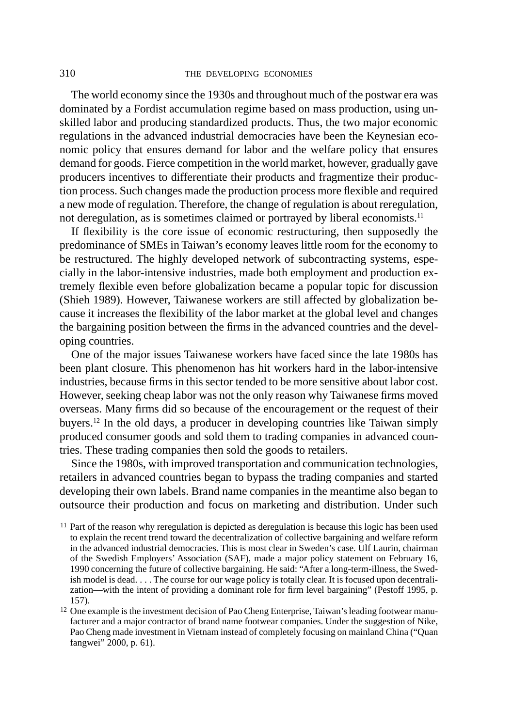The world economy since the 1930s and throughout much of the postwar era was dominated by a Fordist accumulation regime based on mass production, using unskilled labor and producing standardized products. Thus, the two major economic regulations in the advanced industrial democracies have been the Keynesian economic policy that ensures demand for labor and the welfare policy that ensures demand for goods. Fierce competition in the world market, however, gradually gave producers incentives to differentiate their products and fragmentize their production process. Such changes made the production process more flexible and required a new mode of regulation. Therefore, the change of regulation is about reregulation, not deregulation, as is sometimes claimed or portrayed by liberal economists.[11]

If flexibility is the core issue of economic restructuring, then supposedly the predominance of SMEs in Taiwan's economy leaves little room for the economy to be restructured. The highly developed network of subcontracting systems, especially in the labor-intensive industries, made both employment and production extremely flexible even before globalization became a popular topic for discussion (Shieh 1989). However, Taiwanese workers are still affected by globalization because it increases the flexibility of the labor market at the global level and changes the bargaining position between the firms in the advanced countries and the developing countries.

One of the major issues Taiwanese workers have faced since the late 1980s has been plant closure. This phenomenon has hit workers hard in the labor-intensive industries, because firms in this sector tended to be more sensitive about labor cost. However, seeking cheap labor was not the only reason why Taiwanese firms moved overseas. Many firms did so because of the encouragement or the request of their buyers.[12] In the old days, a producer in developing countries like Taiwan simply produced consumer goods and sold them to trading companies in advanced countries. These trading companies then sold the goods to retailers.

Since the 1980s, with improved transportation and communication technologies, retailers in advanced countries began to bypass the trading companies and started developing their own labels. Brand name companies in the meantime also began to outsource their production and focus on marketing and distribution. Under such

[11] Part of the reason why reregulation is depicted as deregulation is because this logic has been used to explain the recent trend toward the decentralization of collective bargaining and welfare reform in the advanced industrial democracies. This is most clear in Sweden's case. Ulf Laurin, chairman of the Swedish Employers' Association (SAF), made a major policy statement on February 16, 1990 concerning the future of collective bargaining. He said: "After a long-term-illness, the Swedish model is dead. . . . The course for our wage policy is totally clear. It is focused upon decentralization—with the intent of providing a dominant role for firm level bargaining" (Pestoff 1995, p. 157).

[12] One example is the investment decision of Pao Cheng Enterprise, Taiwan's leading footwear manufacturer and a major contractor of brand name footwear companies. Under the suggestion of Nike, Pao Cheng made investment in Vietnam instead of completely focusing on mainland China ("Quan fangwei" 2000, p. 61).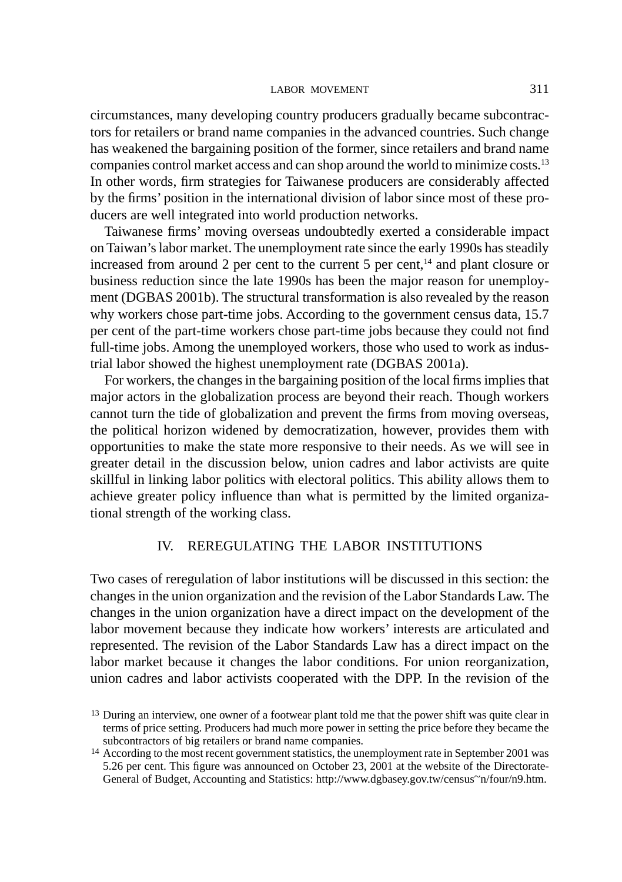circumstances, many developing country producers gradually became subcontractors for retailers or brand name companies in the advanced countries. Such change has weakened the bargaining position of the former, since retailers and brand name companies control market access and can shop around the world to minimize costs.[13] In other words, firm strategies for Taiwanese producers are considerably affected by the firms' position in the international division of labor since most of these producers are well integrated into world production networks.

Taiwanese firms' moving overseas undoubtedly exerted a considerable impact on Taiwan's labor market. The unemployment rate since the early 1990s has steadily increased from around 2 per cent to the current 5 per cent,[14] and plant closure or business reduction since the late 1990s has been the major reason for unemployment (DGBAS 2001b). The structural transformation is also revealed by the reason why workers chose part-time jobs. According to the government census data, 15.7 per cent of the part-time workers chose part-time jobs because they could not find full-time jobs. Among the unemployed workers, those who used to work as industrial labor showed the highest unemployment rate (DGBAS 2001a).

For workers, the changes in the bargaining position of the local firms implies that major actors in the globalization process are beyond their reach. Though workers cannot turn the tide of globalization and prevent the firms from moving overseas, the political horizon widened by democratization, however, provides them with opportunities to make the state more responsive to their needs. As we will see in greater detail in the discussion below, union cadres and labor activists are quite skillful in linking labor politics with electoral politics. This ability allows them to achieve greater policy influence than what is permitted by the limited organizational strength of the working class.

## IV. REREGULATING THE LABOR INSTITUTIONS

Two cases of reregulation of labor institutions will be discussed in this section: the changes in the union organization and the revision of the Labor Standards Law. The changes in the union organization have a direct impact on the development of the labor movement because they indicate how workers' interests are articulated and represented. The revision of the Labor Standards Law has a direct impact on the labor market because it changes the labor conditions. For union reorganization, union cadres and labor activists cooperated with the DPP. In the revision of the

[13] During an interview, one owner of a footwear plant told me that the power shift was quite clear in terms of price setting. Producers had much more power in setting the price before they became the subcontractors of big retailers or brand name companies.

[14] According to the most recent government statistics, the unemployment rate in September 2001 was 5.26 per cent. This figure was announced on October 23, 2001 at the website of the Directorate-General of Budget, Accounting and Statistics: http://www.dgbasey.gov.tw/census~n/four/n9.htm.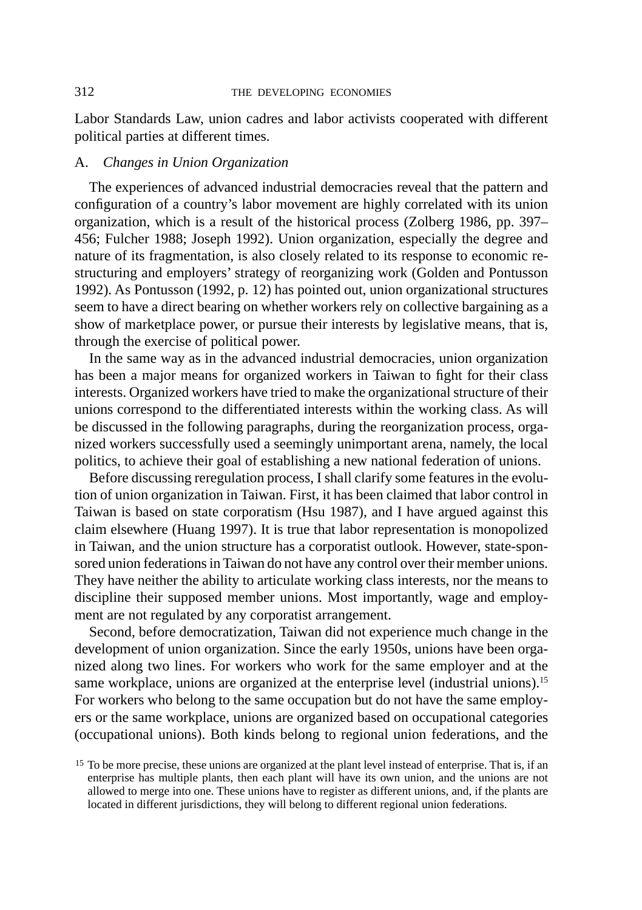Labor Standards Law, union cadres and labor activists cooperated with different political parties at different times.

### A. *Changes in Union Organization*

The experiences of advanced industrial democracies reveal that the pattern and configuration of a country's labor movement are highly correlated with its union organization, which is a result of the historical process (Zolberg 1986, pp. 397–456; Fulcher 1988; Joseph 1992). Union organization, especially the degree and nature of its fragmentation, is also closely related to its response to economic restructuring and employers' strategy of reorganizing work (Golden and Pontusson 1992). As Pontusson (1992, p. 12) has pointed out, union organizational structures seem to have a direct bearing on whether workers rely on collective bargaining as a show of marketplace power, or pursue their interests by legislative means, that is, through the exercise of political power.

In the same way as in the advanced industrial democracies, union organization has been a major means for organized workers in Taiwan to fight for their class interests. Organized workers have tried to make the organizational structure of their unions correspond to the differentiated interests within the working class. As will be discussed in the following paragraphs, during the reorganization process, organized workers successfully used a seemingly unimportant arena, namely, the local politics, to achieve their goal of establishing a new national federation of unions.

Before discussing reregulation process, I shall clarify some features in the evolution of union organization in Taiwan. First, it has been claimed that labor control in Taiwan is based on state corporatism (Hsu 1987), and I have argued against this claim elsewhere (Huang 1997). It is true that labor representation is monopolized in Taiwan, and the union structure has a corporatist outlook. However, state-sponsored union federations in Taiwan do not have any control over their member unions. They have neither the ability to articulate working class interests, nor the means to discipline their supposed member unions. Most importantly, wage and employment are not regulated by any corporatist arrangement.

Second, before democratization, Taiwan did not experience much change in the development of union organization. Since the early 1950s, unions have been organized along two lines. For workers who work for the same employer and at the same workplace, unions are organized at the enterprise level (industrial unions).[15] For workers who belong to the same occupation but do not have the same employers or the same workplace, unions are organized based on occupational categories (occupational unions). Both kinds belong to regional union federations, and the

[15] To be more precise, these unions are organized at the plant level instead of enterprise. That is, if an enterprise has multiple plants, then each plant will have its own union, and the unions are not allowed to merge into one. These unions have to register as different unions, and, if the plants are located in different jurisdictions, they will belong to different regional union federations.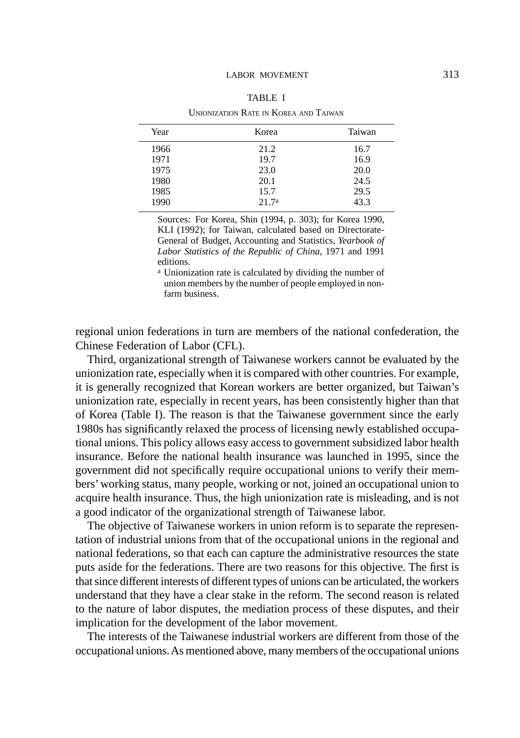TABLE I

Unionization Rate in Korea and Taiwan

| Year | Korea | Taiwan |
|---|---|---|
| 1966 | 21.2 | 16.7 |
| 1971 | 19.7 | 16.9 |
| 1975 | 23.0 | 20.0 |
| 1980 | 20.1 | 24.5 |
| 1985 | 15.7 | 29.5 |
| 1990 | 21.7[a] | 43.3 |

Sources: For Korea, Shin (1994, p. 303); for Korea 1990, KLI (1992); for Taiwan, calculated based on Directorate-General of Budget, Accounting and Statistics, *Yearbook of Labor Statistics of the Republic of China*, 1971 and 1991 editions.

[a] Unionization rate is calculated by dividing the number of union members by the number of people employed in non-farm business.

regional union federations in turn are members of the national confederation, the Chinese Federation of Labor (CFL).

Third, organizational strength of Taiwanese workers cannot be evaluated by the unionization rate, especially when it is compared with other countries. For example, it is generally recognized that Korean workers are better organized, but Taiwan's unionization rate, especially in recent years, has been consistently higher than that of Korea (Table I). The reason is that the Taiwanese government since the early 1980s has significantly relaxed the process of licensing newly established occupational unions. This policy allows easy access to government subsidized labor health insurance. Before the national health insurance was launched in 1995, since the government did not specifically require occupational unions to verify their members' working status, many people, working or not, joined an occupational union to acquire health insurance. Thus, the high unionization rate is misleading, and is not a good indicator of the organizational strength of Taiwanese labor.

The objective of Taiwanese workers in union reform is to separate the representation of industrial unions from that of the occupational unions in the regional and national federations, so that each can capture the administrative resources the state puts aside for the federations. There are two reasons for this objective. The first is that since different interests of different types of unions can be articulated, the workers understand that they have a clear stake in the reform. The second reason is related to the nature of labor disputes, the mediation process of these disputes, and their implication for the development of the labor movement.

The interests of the Taiwanese industrial workers are different from those of the occupational unions. As mentioned above, many members of the occupational unions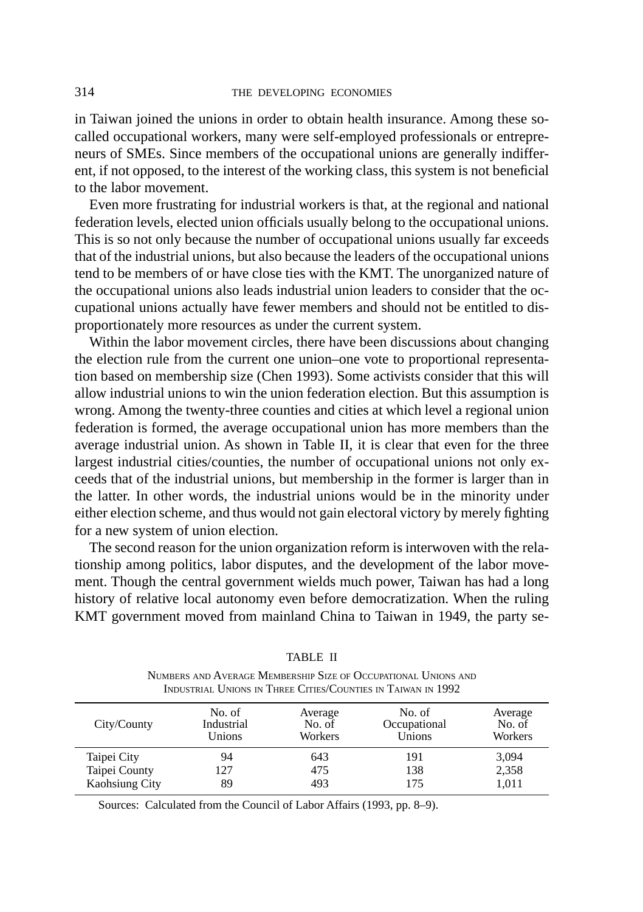in Taiwan joined the unions in order to obtain health insurance. Among these so-called occupational workers, many were self-employed professionals or entrepreneurs of SMEs. Since members of the occupational unions are generally indifferent, if not opposed, to the interest of the working class, this system is not beneficial to the labor movement.

Even more frustrating for industrial workers is that, at the regional and national federation levels, elected union officials usually belong to the occupational unions. This is so not only because the number of occupational unions usually far exceeds that of the industrial unions, but also because the leaders of the occupational unions tend to be members of or have close ties with the KMT. The unorganized nature of the occupational unions also leads industrial union leaders to consider that the occupational unions actually have fewer members and should not be entitled to disproportionately more resources as under the current system.

Within the labor movement circles, there have been discussions about changing the election rule from the current one union–one vote to proportional representation based on membership size (Chen 1993). Some activists consider that this will allow industrial unions to win the union federation election. But this assumption is wrong. Among the twenty-three counties and cities at which level a regional union federation is formed, the average occupational union has more members than the average industrial union. As shown in Table II, it is clear that even for the three largest industrial cities/counties, the number of occupational unions not only exceeds that of the industrial unions, but membership in the former is larger than in the latter. In other words, the industrial unions would be in the minority under either election scheme, and thus would not gain electoral victory by merely fighting for a new system of union election.

The second reason for the union organization reform is interwoven with the relationship among politics, labor disputes, and the development of the labor movement. Though the central government wields much power, Taiwan has had a long history of relative local autonomy even before democratization. When the ruling KMT government moved from mainland China to Taiwan in 1949, the party se-

TABLE II

Numbers and Average Membership Size of Occupational Unions and Industrial Unions in Three Cities/Counties in Taiwan in 1992

| City/County | No. of Industrial Unions | Average No. of Workers | No. of Occupational Unions | Average No. of Workers |
|---|---|---|---|---|
| Taipei City | 94 | 643 | 191 | 3,094 |
| Taipei County | 127 | 475 | 138 | 2,358 |
| Kaohsiung City | 89 | 493 | 175 | 1,011 |

Sources: Calculated from the Council of Labor Affairs (1993, pp. 8–9).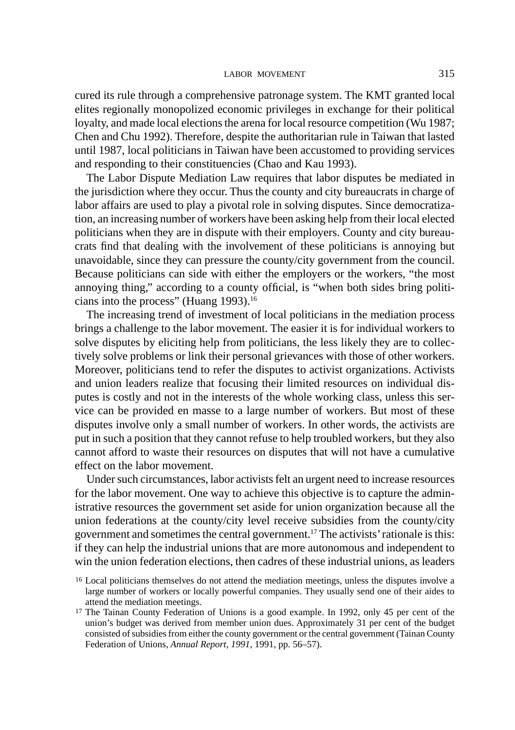cured its rule through a comprehensive patronage system. The KMT granted local elites regionally monopolized economic privileges in exchange for their political loyalty, and made local elections the arena for local resource competition (Wu 1987; Chen and Chu 1992). Therefore, despite the authoritarian rule in Taiwan that lasted until 1987, local politicians in Taiwan have been accustomed to providing services and responding to their constituencies (Chao and Kau 1993).

The Labor Dispute Mediation Law requires that labor disputes be mediated in the jurisdiction where they occur. Thus the county and city bureaucrats in charge of labor affairs are used to play a pivotal role in solving disputes. Since democratization, an increasing number of workers have been asking help from their local elected politicians when they are in dispute with their employers. County and city bureaucrats find that dealing with the involvement of these politicians is annoying but unavoidable, since they can pressure the county/city government from the council. Because politicians can side with either the employers or the workers, "the most annoying thing," according to a county official, is "when both sides bring politicians into the process" (Huang 1993).[16]

The increasing trend of investment of local politicians in the mediation process brings a challenge to the labor movement. The easier it is for individual workers to solve disputes by eliciting help from politicians, the less likely they are to collectively solve problems or link their personal grievances with those of other workers. Moreover, politicians tend to refer the disputes to activist organizations. Activists and union leaders realize that focusing their limited resources on individual disputes is costly and not in the interests of the whole working class, unless this service can be provided en masse to a large number of workers. But most of these disputes involve only a small number of workers. In other words, the activists are put in such a position that they cannot refuse to help troubled workers, but they also cannot afford to waste their resources on disputes that will not have a cumulative effect on the labor movement.

Under such circumstances, labor activists felt an urgent need to increase resources for the labor movement. One way to achieve this objective is to capture the administrative resources the government set aside for union organization because all the union federations at the county/city level receive subsidies from the county/city government and sometimes the central government.[17] The activists' rationale is this: if they can help the industrial unions that are more autonomous and independent to win the union federation elections, then cadres of these industrial unions, as leaders

[16] Local politicians themselves do not attend the mediation meetings, unless the disputes involve a large number of workers or locally powerful companies. They usually send one of their aides to attend the mediation meetings.

[17] The Tainan County Federation of Unions is a good example. In 1992, only 45 per cent of the union's budget was derived from member union dues. Approximately 31 per cent of the budget consisted of subsidies from either the county government or the central government (Tainan County Federation of Unions, *Annual Report, 1991*, 1991, pp. 56–57).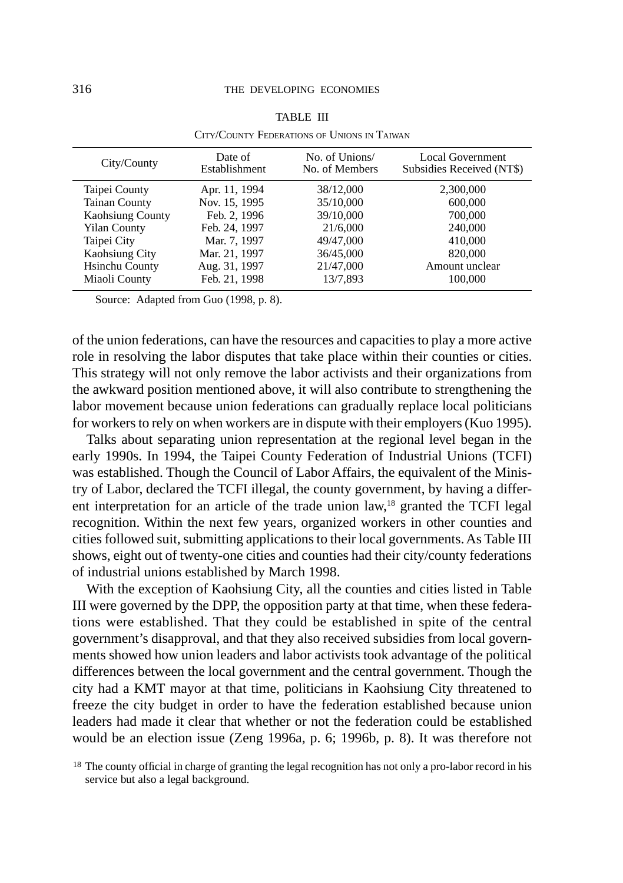TABLE III

City/County Federations of Unions in Taiwan

| City/County | Date of Establishment | No. of Unions/ No. of Members | Local Government Subsidies Received (NT$) |
|---|---|---|---|
| Taipei County | Apr. 11, 1994 | 38/12,000 | 2,300,000 |
| Tainan County | Nov. 15, 1995 | 35/10,000 | 600,000 |
| Kaohsiung County | Feb. 2, 1996 | 39/10,000 | 700,000 |
| Yilan County | Feb. 24, 1997 | 21/6,000 | 240,000 |
| Taipei City | Mar. 7, 1997 | 49/47,000 | 410,000 |
| Kaohsiung City | Mar. 21, 1997 | 36/45,000 | 820,000 |
| Hsinchu County | Aug. 31, 1997 | 21/47,000 | Amount unclear |
| Miaoli County | Feb. 21, 1998 | 13/7,893 | 100,000 |

Source: Adapted from Guo (1998, p. 8).

of the union federations, can have the resources and capacities to play a more active role in resolving the labor disputes that take place within their counties or cities. This strategy will not only remove the labor activists and their organizations from the awkward position mentioned above, it will also contribute to strengthening the labor movement because union federations can gradually replace local politicians for workers to rely on when workers are in dispute with their employers (Kuo 1995).

Talks about separating union representation at the regional level began in the early 1990s. In 1994, the Taipei County Federation of Industrial Unions (TCFI) was established. Though the Council of Labor Affairs, the equivalent of the Ministry of Labor, declared the TCFI illegal, the county government, by having a different interpretation for an article of the trade union law,[18] granted the TCFI legal recognition. Within the next few years, organized workers in other counties and cities followed suit, submitting applications to their local governments. As Table III shows, eight out of twenty-one cities and counties had their city/county federations of industrial unions established by March 1998.

With the exception of Kaohsiung City, all the counties and cities listed in Table III were governed by the DPP, the opposition party at that time, when these federations were established. That they could be established in spite of the central government's disapproval, and that they also received subsidies from local governments showed how union leaders and labor activists took advantage of the political differences between the local government and the central government. Though the city had a KMT mayor at that time, politicians in Kaohsiung City threatened to freeze the city budget in order to have the federation established because union leaders had made it clear that whether or not the federation could be established would be an election issue (Zeng 1996a, p. 6; 1996b, p. 8). It was therefore not

[18] The county official in charge of granting the legal recognition has not only a pro-labor record in his service but also a legal background.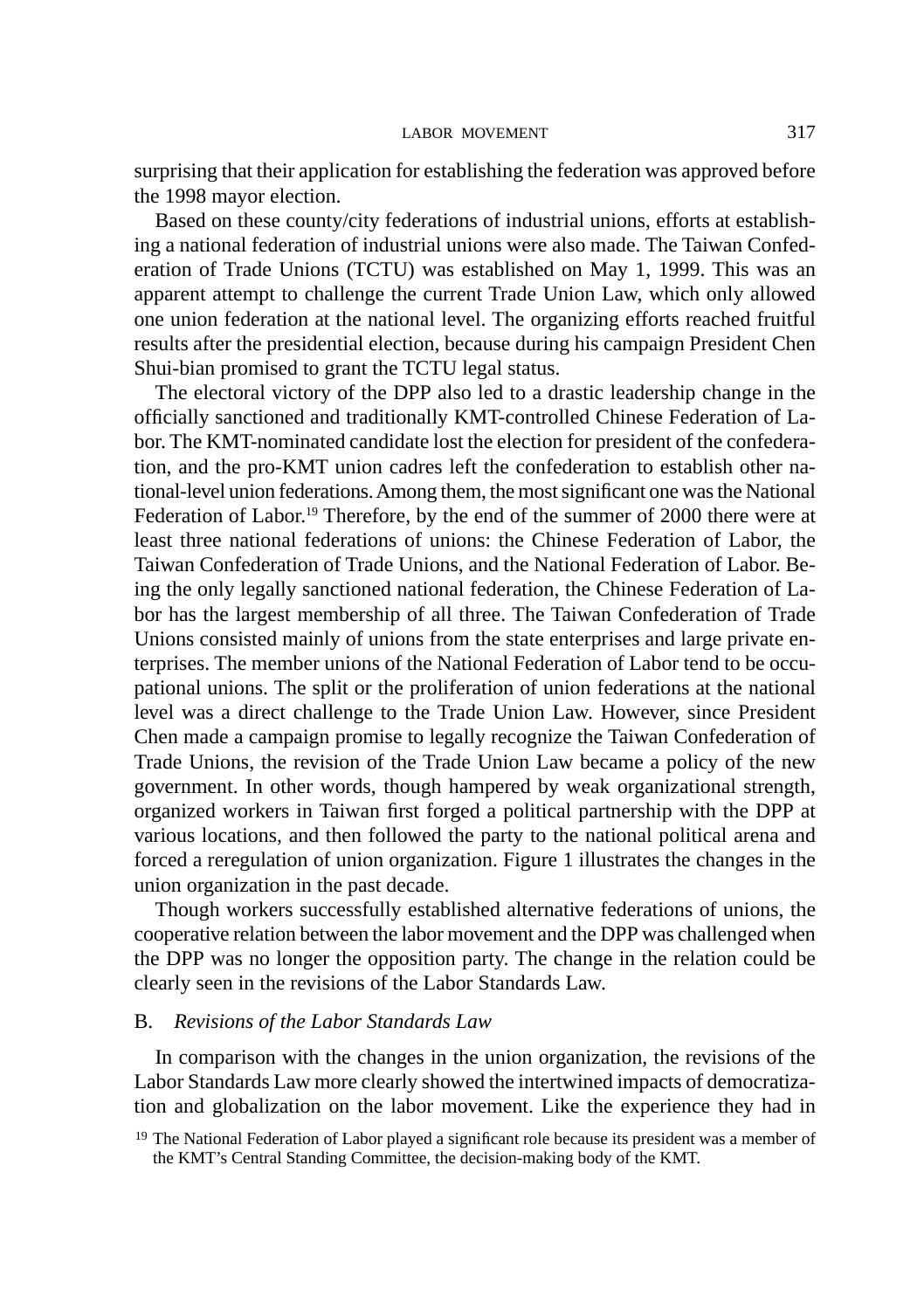surprising that their application for establishing the federation was approved before the 1998 mayor election.

Based on these county/city federations of industrial unions, efforts at establishing a national federation of industrial unions were also made. The Taiwan Confederation of Trade Unions (TCTU) was established on May 1, 1999. This was an apparent attempt to challenge the current Trade Union Law, which only allowed one union federation at the national level. The organizing efforts reached fruitful results after the presidential election, because during his campaign President Chen Shui-bian promised to grant the TCTU legal status.

The electoral victory of the DPP also led to a drastic leadership change in the officially sanctioned and traditionally KMT-controlled Chinese Federation of Labor. The KMT-nominated candidate lost the election for president of the confederation, and the pro-KMT union cadres left the confederation to establish other national-level union federations. Among them, the most significant one was the National Federation of Labor.[19] Therefore, by the end of the summer of 2000 there were at least three national federations of unions: the Chinese Federation of Labor, the Taiwan Confederation of Trade Unions, and the National Federation of Labor. Being the only legally sanctioned national federation, the Chinese Federation of Labor has the largest membership of all three. The Taiwan Confederation of Trade Unions consisted mainly of unions from the state enterprises and large private enterprises. The member unions of the National Federation of Labor tend to be occupational unions. The split or the proliferation of union federations at the national level was a direct challenge to the Trade Union Law. However, since President Chen made a campaign promise to legally recognize the Taiwan Confederation of Trade Unions, the revision of the Trade Union Law became a policy of the new government. In other words, though hampered by weak organizational strength, organized workers in Taiwan first forged a political partnership with the DPP at various locations, and then followed the party to the national political arena and forced a reregulation of union organization. Figure 1 illustrates the changes in the union organization in the past decade.

Though workers successfully established alternative federations of unions, the cooperative relation between the labor movement and the DPP was challenged when the DPP was no longer the opposition party. The change in the relation could be clearly seen in the revisions of the Labor Standards Law.

### B. *Revisions of the Labor Standards Law*

In comparison with the changes in the union organization, the revisions of the Labor Standards Law more clearly showed the intertwined impacts of democratization and globalization on the labor movement. Like the experience they had in

[19] The National Federation of Labor played a significant role because its president was a member of the KMT's Central Standing Committee, the decision-making body of the KMT.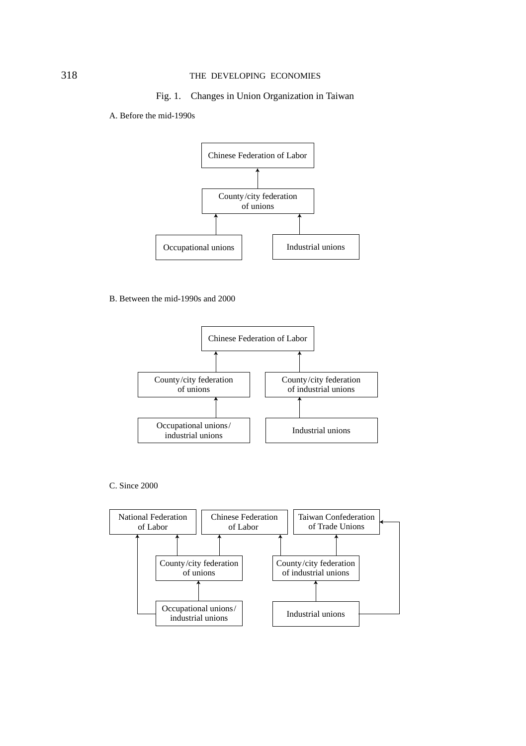Fig. 1. Changes in Union Organization in Taiwan

A. Before the mid-1990s

Chinese Federation of Labor

County/city federation of unions

Occupational unions

Industrial unions

B. Between the mid-1990s and 2000

Chinese Federation of Labor

County/city federation of unions

County/city federation of industrial unions

Occupational unions/ industrial unions

Industrial unions

C. Since 2000

National Federation of Labor

Chinese Federation of Labor

Taiwan Confederation of Trade Unions

County/city federation of unions

County/city federation of industrial unions

Occupational unions/ industrial unions

Industrial unions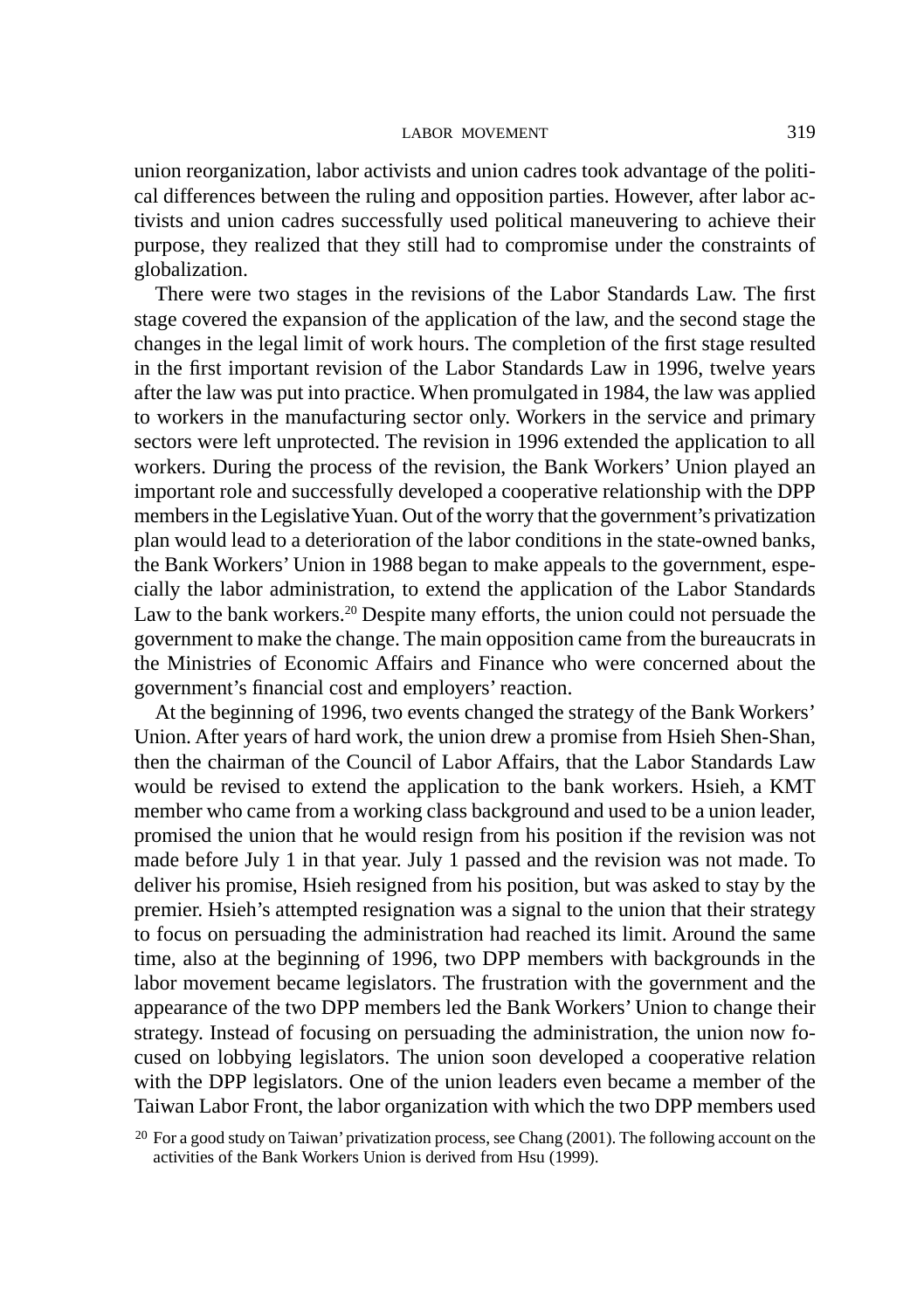union reorganization, labor activists and union cadres took advantage of the political differences between the ruling and opposition parties. However, after labor activists and union cadres successfully used political maneuvering to achieve their purpose, they realized that they still had to compromise under the constraints of globalization.

There were two stages in the revisions of the Labor Standards Law. The first stage covered the expansion of the application of the law, and the second stage the changes in the legal limit of work hours. The completion of the first stage resulted in the first important revision of the Labor Standards Law in 1996, twelve years after the law was put into practice. When promulgated in 1984, the law was applied to workers in the manufacturing sector only. Workers in the service and primary sectors were left unprotected. The revision in 1996 extended the application to all workers. During the process of the revision, the Bank Workers' Union played an important role and successfully developed a cooperative relationship with the DPP members in the Legislative Yuan. Out of the worry that the government's privatization plan would lead to a deterioration of the labor conditions in the state-owned banks, the Bank Workers' Union in 1988 began to make appeals to the government, especially the labor administration, to extend the application of the Labor Standards Law to the bank workers.[20] Despite many efforts, the union could not persuade the government to make the change. The main opposition came from the bureaucrats in the Ministries of Economic Affairs and Finance who were concerned about the government's financial cost and employers' reaction.

At the beginning of 1996, two events changed the strategy of the Bank Workers' Union. After years of hard work, the union drew a promise from Hsieh Shen-Shan, then the chairman of the Council of Labor Affairs, that the Labor Standards Law would be revised to extend the application to the bank workers. Hsieh, a KMT member who came from a working class background and used to be a union leader, promised the union that he would resign from his position if the revision was not made before July 1 in that year. July 1 passed and the revision was not made. To deliver his promise, Hsieh resigned from his position, but was asked to stay by the premier. Hsieh's attempted resignation was a signal to the union that their strategy to focus on persuading the administration had reached its limit. Around the same time, also at the beginning of 1996, two DPP members with backgrounds in the labor movement became legislators. The frustration with the government and the appearance of the two DPP members led the Bank Workers' Union to change their strategy. Instead of focusing on persuading the administration, the union now focused on lobbying legislators. The union soon developed a cooperative relation with the DPP legislators. One of the union leaders even became a member of the Taiwan Labor Front, the labor organization with which the two DPP members used

[20] For a good study on Taiwan' privatization process, see Chang (2001). The following account on the activities of the Bank Workers Union is derived from Hsu (1999).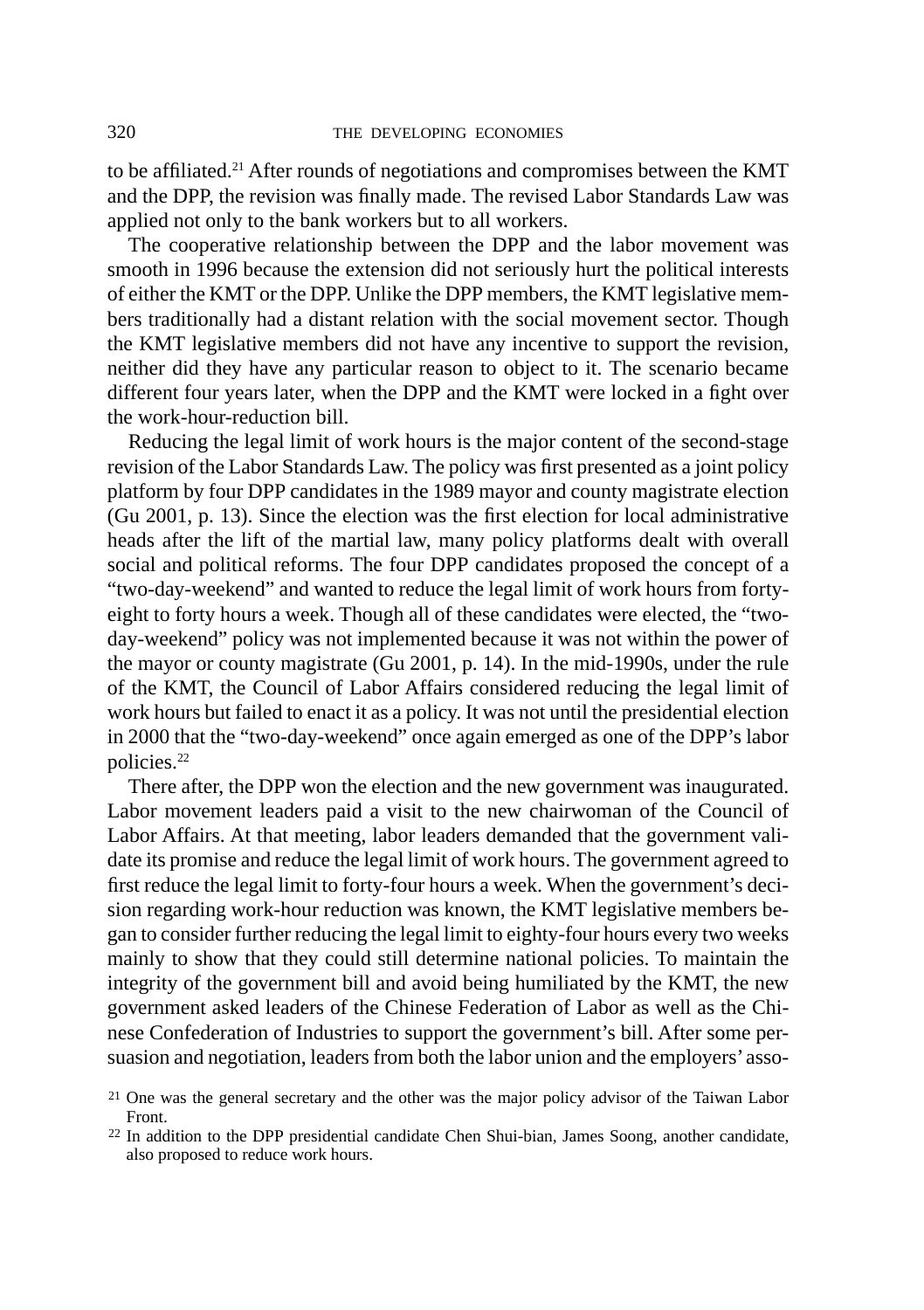to be affiliated.[21] After rounds of negotiations and compromises between the KMT and the DPP, the revision was finally made. The revised Labor Standards Law was applied not only to the bank workers but to all workers.

The cooperative relationship between the DPP and the labor movement was smooth in 1996 because the extension did not seriously hurt the political interests of either the KMT or the DPP. Unlike the DPP members, the KMT legislative members traditionally had a distant relation with the social movement sector. Though the KMT legislative members did not have any incentive to support the revision, neither did they have any particular reason to object to it. The scenario became different four years later, when the DPP and the KMT were locked in a fight over the work-hour-reduction bill.

Reducing the legal limit of work hours is the major content of the second-stage revision of the Labor Standards Law. The policy was first presented as a joint policy platform by four DPP candidates in the 1989 mayor and county magistrate election (Gu 2001, p. 13). Since the election was the first election for local administrative heads after the lift of the martial law, many policy platforms dealt with overall social and political reforms. The four DPP candidates proposed the concept of a "two-day-weekend" and wanted to reduce the legal limit of work hours from forty-eight to forty hours a week. Though all of these candidates were elected, the "two-day-weekend" policy was not implemented because it was not within the power of the mayor or county magistrate (Gu 2001, p. 14). In the mid-1990s, under the rule of the KMT, the Council of Labor Affairs considered reducing the legal limit of work hours but failed to enact it as a policy. It was not until the presidential election in 2000 that the "two-day-weekend" once again emerged as one of the DPP's labor policies.[22]

There after, the DPP won the election and the new government was inaugurated. Labor movement leaders paid a visit to the new chairwoman of the Council of Labor Affairs. At that meeting, labor leaders demanded that the government validate its promise and reduce the legal limit of work hours. The government agreed to first reduce the legal limit to forty-four hours a week. When the government's decision regarding work-hour reduction was known, the KMT legislative members began to consider further reducing the legal limit to eighty-four hours every two weeks mainly to show that they could still determine national policies. To maintain the integrity of the government bill and avoid being humiliated by the KMT, the new government asked leaders of the Chinese Federation of Labor as well as the Chinese Confederation of Industries to support the government's bill. After some persuasion and negotiation, leaders from both the labor union and the employers' asso-

[21] One was the general secretary and the other was the major policy advisor of the Taiwan Labor Front.

[22] In addition to the DPP presidential candidate Chen Shui-bian, James Soong, another candidate, also proposed to reduce work hours.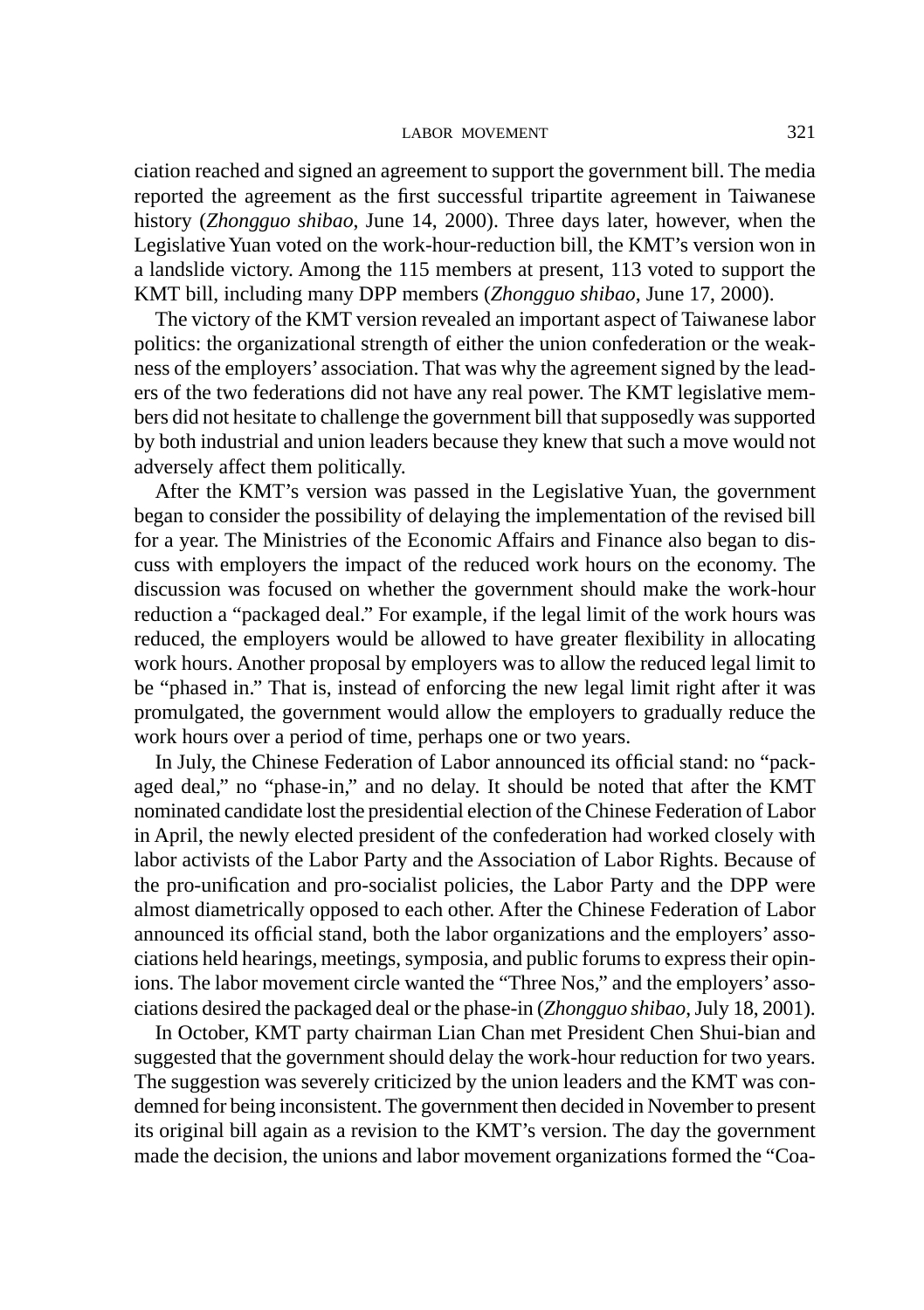ciation reached and signed an agreement to support the government bill. The media reported the agreement as the first successful tripartite agreement in Taiwanese history (*Zhongguo shibao*, June 14, 2000). Three days later, however, when the Legislative Yuan voted on the work-hour-reduction bill, the KMT's version won in a landslide victory. Among the 115 members at present, 113 voted to support the KMT bill, including many DPP members (*Zhongguo shibao*, June 17, 2000).

The victory of the KMT version revealed an important aspect of Taiwanese labor politics: the organizational strength of either the union confederation or the weakness of the employers' association. That was why the agreement signed by the leaders of the two federations did not have any real power. The KMT legislative members did not hesitate to challenge the government bill that supposedly was supported by both industrial and union leaders because they knew that such a move would not adversely affect them politically.

After the KMT's version was passed in the Legislative Yuan, the government began to consider the possibility of delaying the implementation of the revised bill for a year. The Ministries of the Economic Affairs and Finance also began to discuss with employers the impact of the reduced work hours on the economy. The discussion was focused on whether the government should make the work-hour reduction a "packaged deal." For example, if the legal limit of the work hours was reduced, the employers would be allowed to have greater flexibility in allocating work hours. Another proposal by employers was to allow the reduced legal limit to be "phased in." That is, instead of enforcing the new legal limit right after it was promulgated, the government would allow the employers to gradually reduce the work hours over a period of time, perhaps one or two years.

In July, the Chinese Federation of Labor announced its official stand: no "packaged deal," no "phase-in," and no delay. It should be noted that after the KMT nominated candidate lost the presidential election of the Chinese Federation of Labor in April, the newly elected president of the confederation had worked closely with labor activists of the Labor Party and the Association of Labor Rights. Because of the pro-unification and pro-socialist policies, the Labor Party and the DPP were almost diametrically opposed to each other. After the Chinese Federation of Labor announced its official stand, both the labor organizations and the employers' associations held hearings, meetings, symposia, and public forums to express their opinions. The labor movement circle wanted the "Three Nos," and the employers' associations desired the packaged deal or the phase-in (*Zhongguo shibao*, July 18, 2001).

In October, KMT party chairman Lian Chan met President Chen Shui-bian and suggested that the government should delay the work-hour reduction for two years. The suggestion was severely criticized by the union leaders and the KMT was condemned for being inconsistent. The government then decided in November to present its original bill again as a revision to the KMT's version. The day the government made the decision, the unions and labor movement organizations formed the "Coa-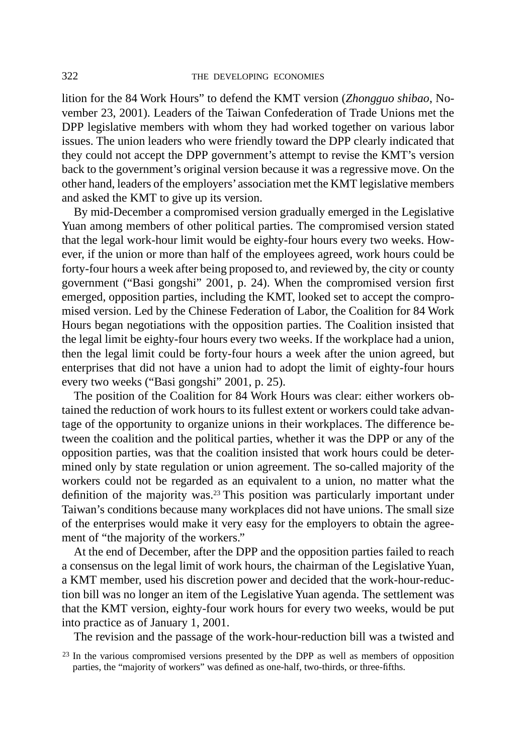lition for the 84 Work Hours" to defend the KMT version (*Zhongguo shibao*, November 23, 2001). Leaders of the Taiwan Confederation of Trade Unions met the DPP legislative members with whom they had worked together on various labor issues. The union leaders who were friendly toward the DPP clearly indicated that they could not accept the DPP government's attempt to revise the KMT's version back to the government's original version because it was a regressive move. On the other hand, leaders of the employers' association met the KMT legislative members and asked the KMT to give up its version.

By mid-December a compromised version gradually emerged in the Legislative Yuan among members of other political parties. The compromised version stated that the legal work-hour limit would be eighty-four hours every two weeks. However, if the union or more than half of the employees agreed, work hours could be forty-four hours a week after being proposed to, and reviewed by, the city or county government ("Basi gongshi" 2001, p. 24). When the compromised version first emerged, opposition parties, including the KMT, looked set to accept the compromised version. Led by the Chinese Federation of Labor, the Coalition for 84 Work Hours began negotiations with the opposition parties. The Coalition insisted that the legal limit be eighty-four hours every two weeks. If the workplace had a union, then the legal limit could be forty-four hours a week after the union agreed, but enterprises that did not have a union had to adopt the limit of eighty-four hours every two weeks ("Basi gongshi" 2001, p. 25).

The position of the Coalition for 84 Work Hours was clear: either workers obtained the reduction of work hours to its fullest extent or workers could take advantage of the opportunity to organize unions in their workplaces. The difference between the coalition and the political parties, whether it was the DPP or any of the opposition parties, was that the coalition insisted that work hours could be determined only by state regulation or union agreement. The so-called majority of the workers could not be regarded as an equivalent to a union, no matter what the definition of the majority was.[23] This position was particularly important under Taiwan's conditions because many workplaces did not have unions. The small size of the enterprises would make it very easy for the employers to obtain the agreement of "the majority of the workers."

At the end of December, after the DPP and the opposition parties failed to reach a consensus on the legal limit of work hours, the chairman of the Legislative Yuan, a KMT member, used his discretion power and decided that the work-hour-reduction bill was no longer an item of the Legislative Yuan agenda. The settlement was that the KMT version, eighty-four work hours for every two weeks, would be put into practice as of January 1, 2001.

The revision and the passage of the work-hour-reduction bill was a twisted and

[23] In the various compromised versions presented by the DPP as well as members of opposition parties, the "majority of workers" was defined as one-half, two-thirds, or three-fifths.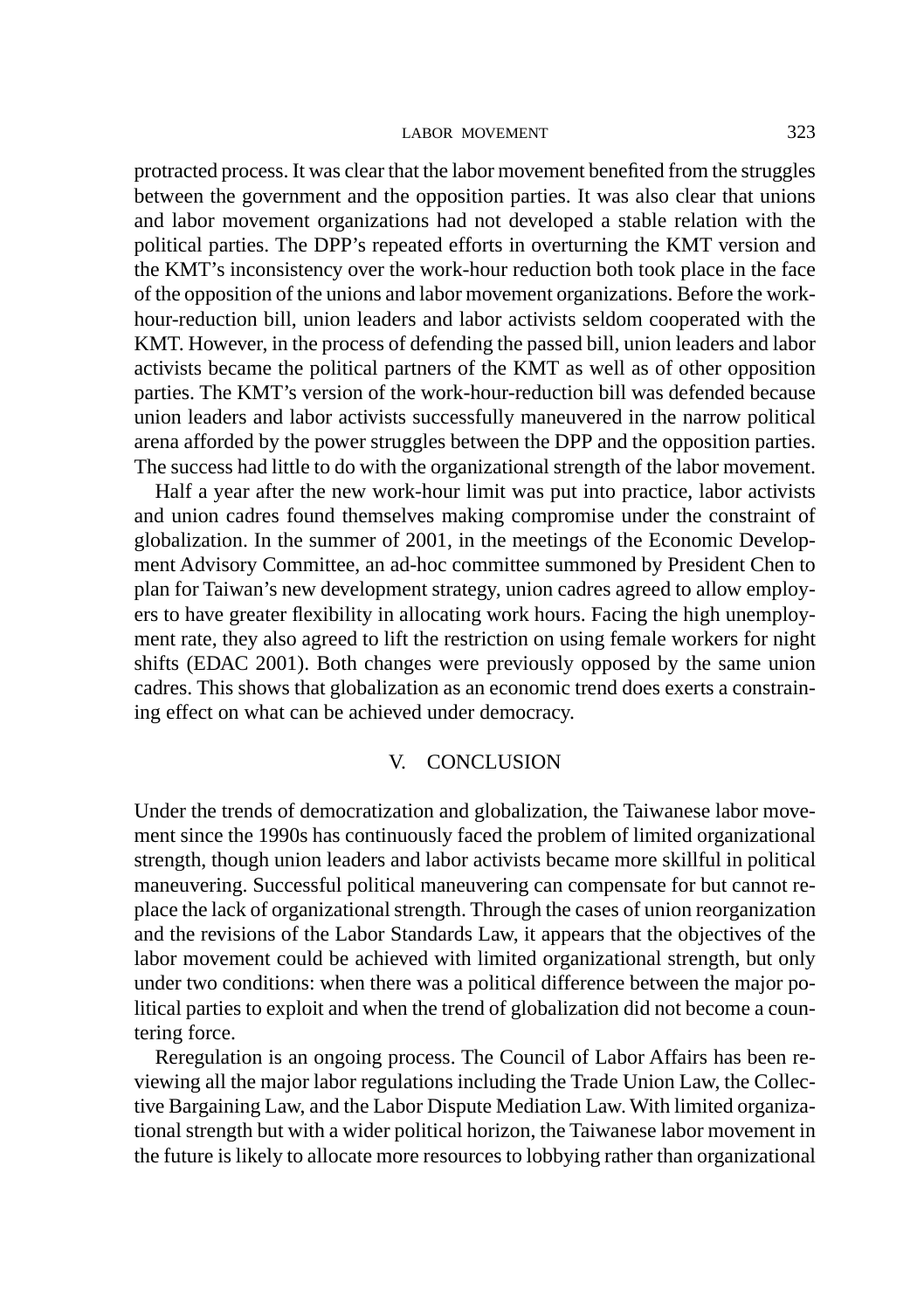protracted process. It was clear that the labor movement benefited from the struggles between the government and the opposition parties. It was also clear that unions and labor movement organizations had not developed a stable relation with the political parties. The DPP's repeated efforts in overturning the KMT version and the KMT's inconsistency over the work-hour reduction both took place in the face of the opposition of the unions and labor movement organizations. Before the work-hour-reduction bill, union leaders and labor activists seldom cooperated with the KMT. However, in the process of defending the passed bill, union leaders and labor activists became the political partners of the KMT as well as of other opposition parties. The KMT's version of the work-hour-reduction bill was defended because union leaders and labor activists successfully maneuvered in the narrow political arena afforded by the power struggles between the DPP and the opposition parties. The success had little to do with the organizational strength of the labor movement.

Half a year after the new work-hour limit was put into practice, labor activists and union cadres found themselves making compromise under the constraint of globalization. In the summer of 2001, in the meetings of the Economic Development Advisory Committee, an ad-hoc committee summoned by President Chen to plan for Taiwan's new development strategy, union cadres agreed to allow employers to have greater flexibility in allocating work hours. Facing the high unemployment rate, they also agreed to lift the restriction on using female workers for night shifts (EDAC 2001). Both changes were previously opposed by the same union cadres. This shows that globalization as an economic trend does exerts a constraining effect on what can be achieved under democracy.

## V. CONCLUSION

Under the trends of democratization and globalization, the Taiwanese labor movement since the 1990s has continuously faced the problem of limited organizational strength, though union leaders and labor activists became more skillful in political maneuvering. Successful political maneuvering can compensate for but cannot replace the lack of organizational strength. Through the cases of union reorganization and the revisions of the Labor Standards Law, it appears that the objectives of the labor movement could be achieved with limited organizational strength, but only under two conditions: when there was a political difference between the major political parties to exploit and when the trend of globalization did not become a countering force.

Reregulation is an ongoing process. The Council of Labor Affairs has been reviewing all the major labor regulations including the Trade Union Law, the Collective Bargaining Law, and the Labor Dispute Mediation Law. With limited organizational strength but with a wider political horizon, the Taiwanese labor movement in the future is likely to allocate more resources to lobbying rather than organizational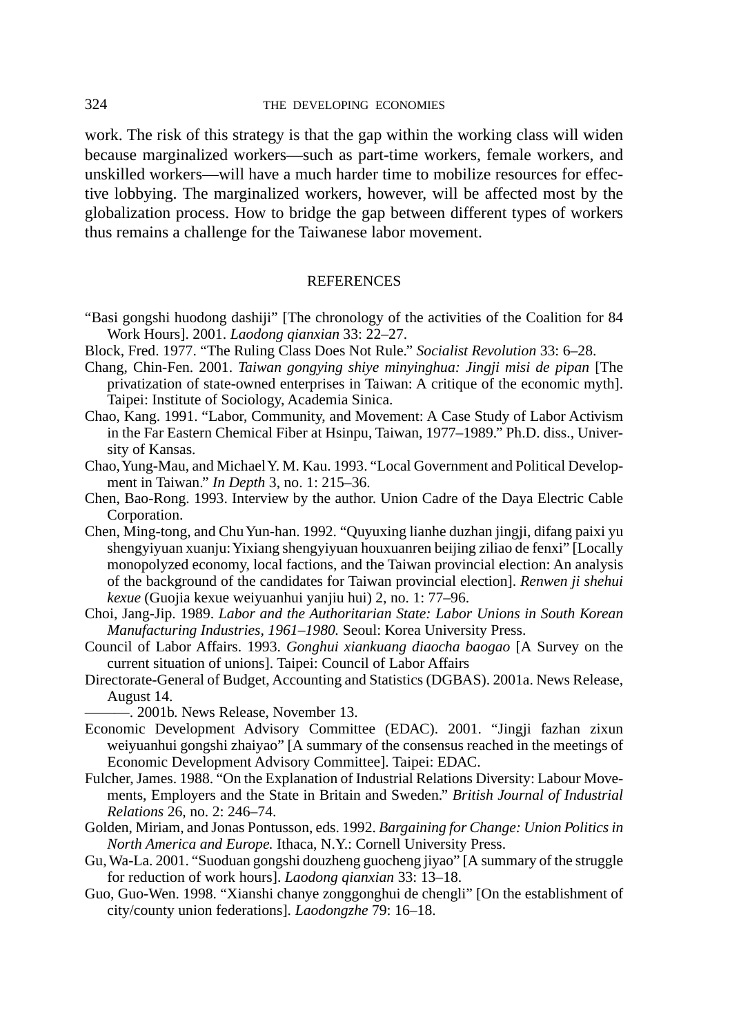work. The risk of this strategy is that the gap within the working class will widen because marginalized workers—such as part-time workers, female workers, and unskilled workers—will have a much harder time to mobilize resources for effective lobbying. The marginalized workers, however, will be affected most by the globalization process. How to bridge the gap between different types of workers thus remains a challenge for the Taiwanese labor movement.

## REFERENCES

"Basi gongshi huodong dashiji" [The chronology of the activities of the Coalition for 84 Work Hours]. 2001. *Laodong qianxian* 33: 22–27.

Block, Fred. 1977. "The Ruling Class Does Not Rule." *Socialist Revolution* 33: 6–28.

Chang, Chin-Fen. 2001. *Taiwan gongying shiye minyinghua: Jingji misi de pipan* [The privatization of state-owned enterprises in Taiwan: A critique of the economic myth]. Taipei: Institute of Sociology, Academia Sinica.

Chao, Kang. 1991. "Labor, Community, and Movement: A Case Study of Labor Activism in the Far Eastern Chemical Fiber at Hsinpu, Taiwan, 1977–1989." Ph.D. diss., University of Kansas.

Chao, Yung-Mau, and Michael Y. M. Kau. 1993. "Local Government and Political Development in Taiwan." *In Depth* 3, no. 1: 215–36.

Chen, Bao-Rong. 1993. Interview by the author. Union Cadre of the Daya Electric Cable Corporation.

Chen, Ming-tong, and Chu Yun-han. 1992. "Quyuxing lianhe duzhan jingji, difang paixi yu shengyiyuan xuanju: Yixiang shengyiyuan houxuanren beijing ziliao de fenxi" [Locally monopolyzed economy, local factions, and the Taiwan provincial election: An analysis of the background of the candidates for Taiwan provincial election]. *Renwen ji shehui kexue* (Guojia kexue weiyuanhui yanjiu hui) 2, no. 1: 77–96.

Choi, Jang-Jip. 1989. *Labor and the Authoritarian State: Labor Unions in South Korean Manufacturing Industries, 1961–1980.* Seoul: Korea University Press.

Council of Labor Affairs. 1993. *Gonghui xiankuang diaocha baogao* [A Survey on the current situation of unions]. Taipei: Council of Labor Affairs

Directorate-General of Budget, Accounting and Statistics (DGBAS). 2001a. News Release, August 14.

———. 2001b. News Release, November 13.

Economic Development Advisory Committee (EDAC). 2001. "Jingji fazhan zixun weiyuanhui gongshi zhaiyao" [A summary of the consensus reached in the meetings of Economic Development Advisory Committee]. Taipei: EDAC.

Fulcher, James. 1988. "On the Explanation of Industrial Relations Diversity: Labour Movements, Employers and the State in Britain and Sweden." *British Journal of Industrial Relations* 26, no. 2: 246–74.

Golden, Miriam, and Jonas Pontusson, eds. 1992. *Bargaining for Change: Union Politics in North America and Europe.* Ithaca, N.Y.: Cornell University Press.

Gu, Wa-La. 2001. "Suoduan gongshi douzheng guocheng jiyao" [A summary of the struggle for reduction of work hours]. *Laodong qianxian* 33: 13–18.

Guo, Guo-Wen. 1998. "Xianshi chanye zonggonghui de chengli" [On the establishment of city/county union federations]. *Laodongzhe* 79: 16–18.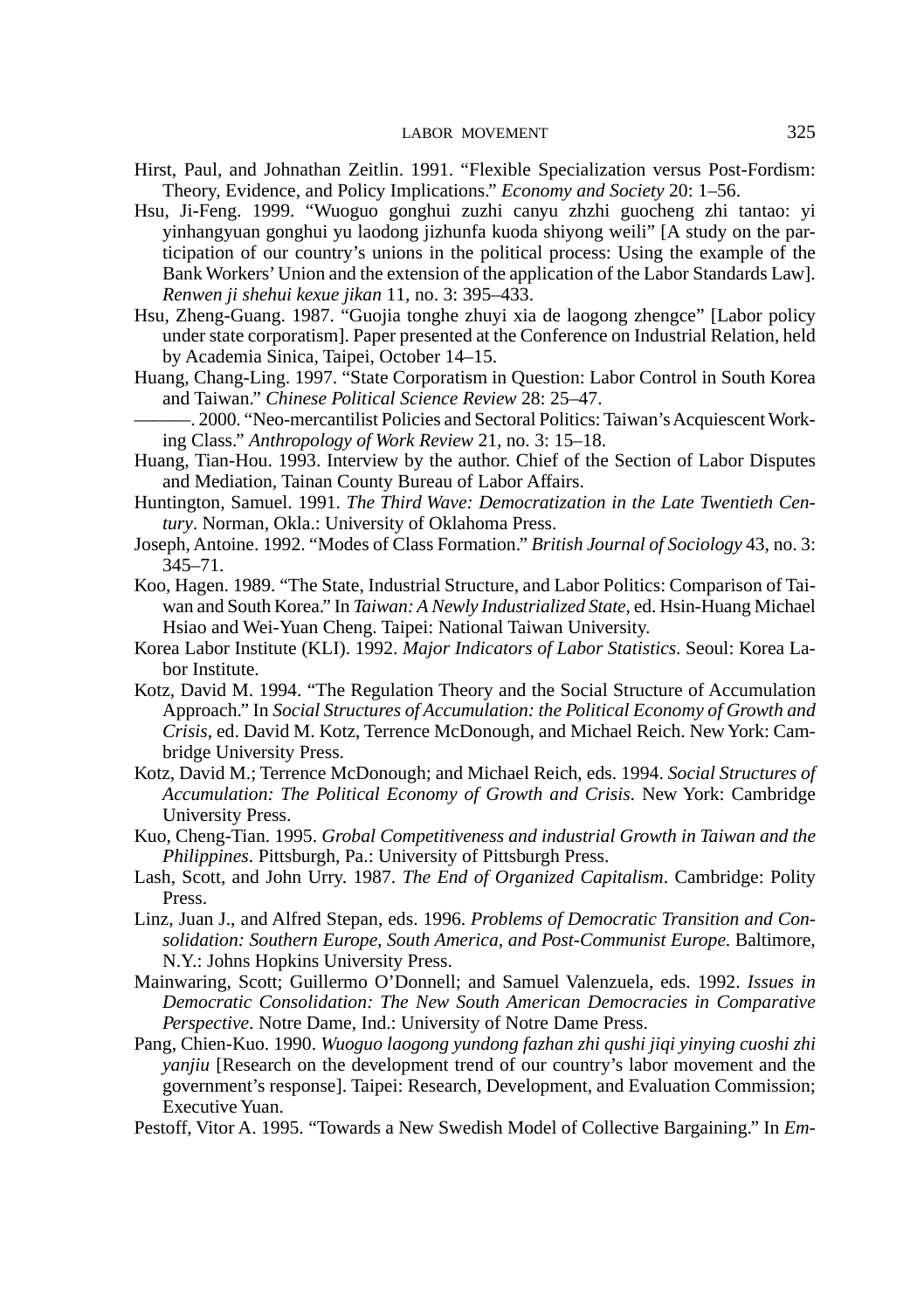Hirst, Paul, and Johnathan Zeitlin. 1991. "Flexible Specialization versus Post-Fordism: Theory, Evidence, and Policy Implications." *Economy and Society* 20: 1–56.

Hsu, Ji-Feng. 1999. "Wuoguo gonghui zuzhi canyu zhzhi guocheng zhi tantao: yi yinhangyuan gonghui yu laodong jizhunfa kuoda shiyong weili" [A study on the participation of our country's unions in the political process: Using the example of the Bank Workers' Union and the extension of the application of the Labor Standards Law]. *Renwen ji shehui kexue jikan* 11, no. 3: 395–433.

Hsu, Zheng-Guang. 1987. "Guojia tonghe zhuyi xia de laogong zhengce" [Labor policy under state corporatism]. Paper presented at the Conference on Industrial Relation, held by Academia Sinica, Taipei, October 14–15.

Huang, Chang-Ling. 1997. "State Corporatism in Question: Labor Control in South Korea and Taiwan." *Chinese Political Science Review* 28: 25–47.

———. 2000. "Neo-mercantilist Policies and Sectoral Politics: Taiwan's Acquiescent Working Class." *Anthropology of Work Review* 21, no. 3: 15–18.

Huang, Tian-Hou. 1993. Interview by the author. Chief of the Section of Labor Disputes and Mediation, Tainan County Bureau of Labor Affairs.

Huntington, Samuel. 1991. *The Third Wave: Democratization in the Late Twentieth Century*. Norman, Okla.: University of Oklahoma Press.

Joseph, Antoine. 1992. "Modes of Class Formation." *British Journal of Sociology* 43, no. 3: 345–71.

Koo, Hagen. 1989. "The State, Industrial Structure, and Labor Politics: Comparison of Taiwan and South Korea." In *Taiwan: A Newly Industrialized State*, ed. Hsin-Huang Michael Hsiao and Wei-Yuan Cheng. Taipei: National Taiwan University.

Korea Labor Institute (KLI). 1992. *Major Indicators of Labor Statistics*. Seoul: Korea Labor Institute.

Kotz, David M. 1994. "The Regulation Theory and the Social Structure of Accumulation Approach." In *Social Structures of Accumulation: the Political Economy of Growth and Crisis*, ed. David M. Kotz, Terrence McDonough, and Michael Reich. New York: Cambridge University Press.

Kotz, David M.; Terrence McDonough; and Michael Reich, eds. 1994. *Social Structures of Accumulation: The Political Economy of Growth and Crisis*. New York: Cambridge University Press.

Kuo, Cheng-Tian. 1995. *Grobal Competitiveness and industrial Growth in Taiwan and the Philippines*. Pittsburgh, Pa.: University of Pittsburgh Press.

Lash, Scott, and John Urry. 1987. *The End of Organized Capitalism*. Cambridge: Polity Press.

Linz, Juan J., and Alfred Stepan, eds. 1996. *Problems of Democratic Transition and Consolidation: Southern Europe, South America, and Post-Communist Europe*. Baltimore, N.Y.: Johns Hopkins University Press.

Mainwaring, Scott; Guillermo O'Donnell; and Samuel Valenzuela, eds. 1992. *Issues in Democratic Consolidation: The New South American Democracies in Comparative Perspective*. Notre Dame, Ind.: University of Notre Dame Press.

Pang, Chien-Kuo. 1990. *Wuoguo laogong yundong fazhan zhi qushi jiqi yinying cuoshi zhi yanjiu* [Research on the development trend of our country's labor movement and the government's response]. Taipei: Research, Development, and Evaluation Commission; Executive Yuan.

Pestoff, Vitor A. 1995. "Towards a New Swedish Model of Collective Bargaining." In *Em-*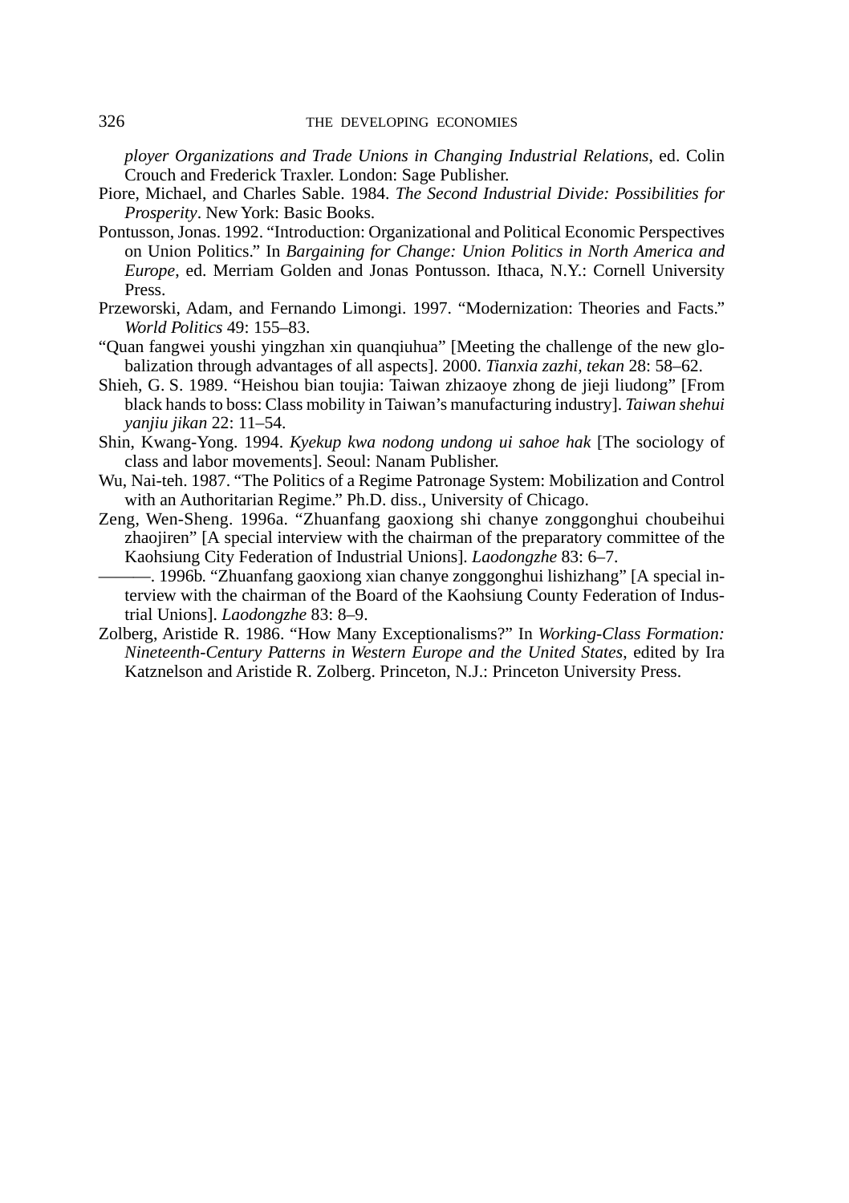*ployer Organizations and Trade Unions in Changing Industrial Relations*, ed. Colin Crouch and Frederick Traxler. London: Sage Publisher.

Piore, Michael, and Charles Sable. 1984. *The Second Industrial Divide: Possibilities for Prosperity*. New York: Basic Books.

Pontusson, Jonas. 1992. "Introduction: Organizational and Political Economic Perspectives on Union Politics." In *Bargaining for Change: Union Politics in North America and Europe*, ed. Merriam Golden and Jonas Pontusson. Ithaca, N.Y.: Cornell University Press.

Przeworski, Adam, and Fernando Limongi. 1997. "Modernization: Theories and Facts." *World Politics* 49: 155–83.

"Quan fangwei youshi yingzhan xin quanqiuhua" [Meeting the challenge of the new globalization through advantages of all aspects]. 2000. *Tianxia zazhi, tekan* 28: 58–62.

Shieh, G. S. 1989. "Heishou bian toujia: Taiwan zhizaoye zhong de jieji liudong" [From black hands to boss: Class mobility in Taiwan's manufacturing industry]. *Taiwan shehui yanjiu jikan* 22: 11–54.

Shin, Kwang-Yong. 1994. *Kyekup kwa nodong undong ui sahoe hak* [The sociology of class and labor movements]. Seoul: Nanam Publisher.

Wu, Nai-teh. 1987. "The Politics of a Regime Patronage System: Mobilization and Control with an Authoritarian Regime." Ph.D. diss., University of Chicago.

Zeng, Wen-Sheng. 1996a. "Zhuanfang gaoxiong shi chanye zonggonghui choubeihui zhaojiren" [A special interview with the chairman of the preparatory committee of the Kaohsiung City Federation of Industrial Unions]. *Laodongzhe* 83: 6–7.

———. 1996b. "Zhuanfang gaoxiong xian chanye zonggonghui lishizhang" [A special interview with the chairman of the Board of the Kaohsiung County Federation of Industrial Unions]. *Laodongzhe* 83: 8–9.

Zolberg, Aristide R. 1986. "How Many Exceptionalisms?" In *Working-Class Formation: Nineteenth-Century Patterns in Western Europe and the United States*, edited by Ira Katznelson and Aristide R. Zolberg. Princeton, N.J.: Princeton University Press.